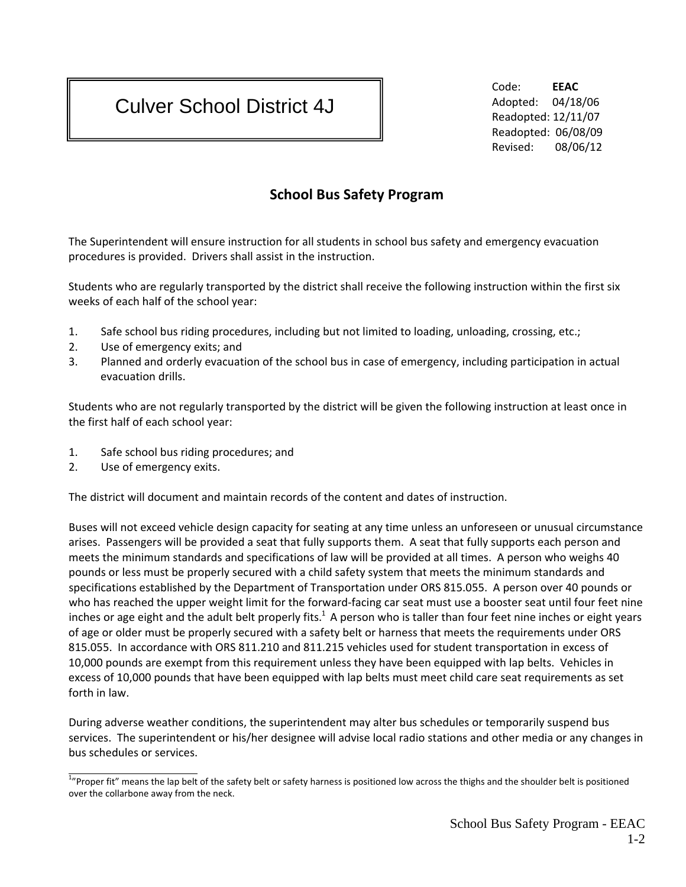# Culver School District 4J

Code: **EEAC**
Adopted: 04/18/06
Readopted: 12/11/07
Readopted: 06/08/09
Revised: 08/06/12

## School Bus Safety Program

The Superintendent will ensure instruction for all students in school bus safety and emergency evacuation procedures is provided. Drivers shall assist in the instruction.

Students who are regularly transported by the district shall receive the following instruction within the first six weeks of each half of the school year:

1. Safe school bus riding procedures, including but not limited to loading, unloading, crossing, etc.;
2. Use of emergency exits; and
3. Planned and orderly evacuation of the school bus in case of emergency, including participation in actual evacuation drills.

Students who are not regularly transported by the district will be given the following instruction at least once in the first half of each school year:

1. Safe school bus riding procedures; and
2. Use of emergency exits.

The district will document and maintain records of the content and dates of instruction.

Buses will not exceed vehicle design capacity for seating at any time unless an unforeseen or unusual circumstance arises. Passengers will be provided a seat that fully supports them. A seat that fully supports each person and meets the minimum standards and specifications of law will be provided at all times. A person who weighs 40 pounds or less must be properly secured with a child safety system that meets the minimum standards and specifications established by the Department of Transportation under ORS 815.055. A person over 40 pounds or who has reached the upper weight limit for the forward-facing car seat must use a booster seat until four feet nine inches or age eight and the adult belt properly fits.[1] A person who is taller than four feet nine inches or eight years of age or older must be properly secured with a safety belt or harness that meets the requirements under ORS 815.055. In accordance with ORS 811.210 and 811.215 vehicles used for student transportation in excess of 10,000 pounds are exempt from this requirement unless they have been equipped with lap belts. Vehicles in excess of 10,000 pounds that have been equipped with lap belts must meet child care seat requirements as set forth in law.

During adverse weather conditions, the superintendent may alter bus schedules or temporarily suspend bus services. The superintendent or his/her designee will advise local radio stations and other media or any changes in bus schedules or services.

[1]"Proper fit" means the lap belt of the safety belt or safety harness is positioned low across the thighs and the shoulder belt is positioned over the collarbone away from the neck.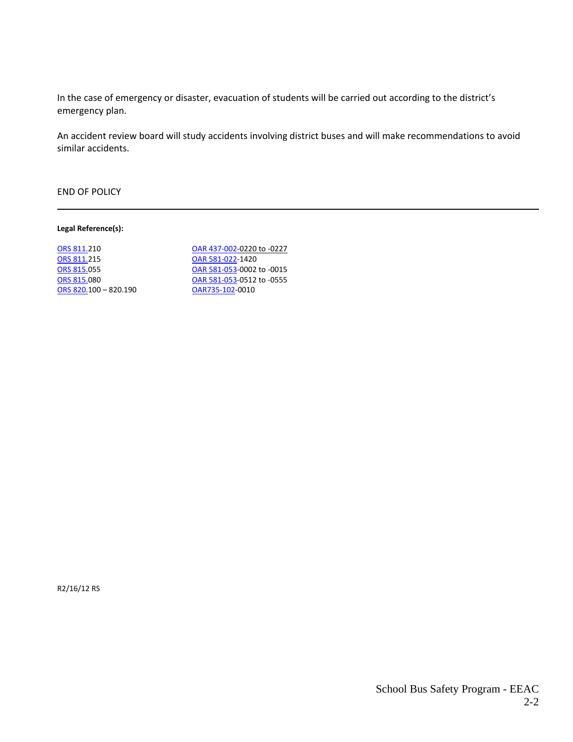In the case of emergency or disaster, evacuation of students will be carried out according to the district's emergency plan.

An accident review board will study accidents involving district buses and will make recommendations to avoid similar accidents.

END OF POLICY

---

**Legal Reference(s):**

| | |
|---|---|
| ORS 811.210 | OAR 437-002-0220 to -0227 |
| ORS 811.215 | OAR 581-022-1420 |
| ORS 815.055 | OAR 581-053-0002 to -0015 |
| ORS 815.080 | OAR 581-053-0512 to -0555 |
| ORS 820.100 – 820.190 | OAR735-102-0010 |

R2/16/12 RS